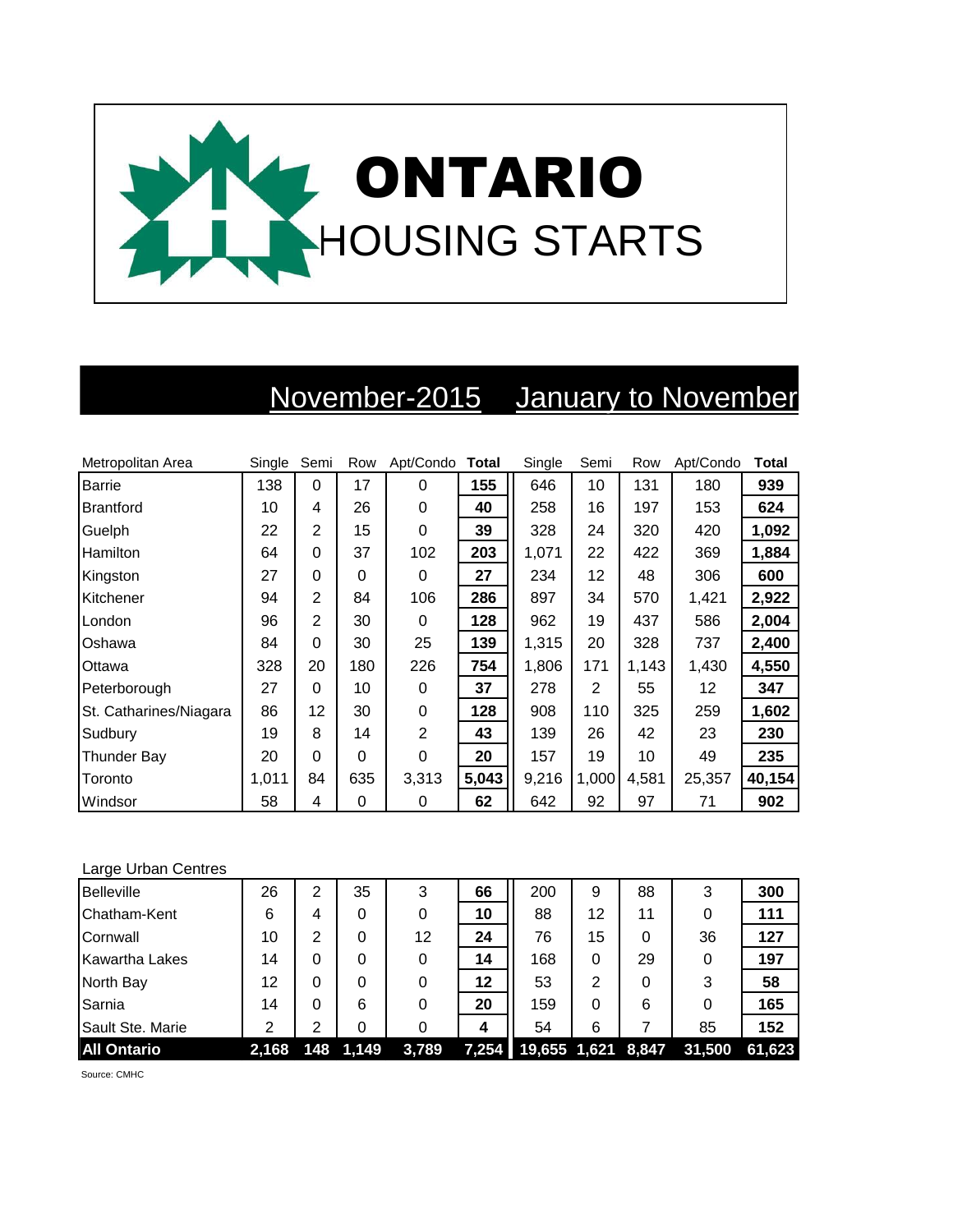# ONTARIO HOUSING STARTS

| | November-2015 | | | | | January to November | | | | |
|---|---|---|---|---|---|---|---|---|---|---|
| Metropolitan Area | Single | Semi | Row | Apt/Condo | Total | Single | Semi | Row | Apt/Condo | Total |
| Barrie | 138 | 0 | 17 | 0 | **155** | 646 | 10 | 131 | 180 | **939** |
| Brantford | 10 | 4 | 26 | 0 | **40** | 258 | 16 | 197 | 153 | **624** |
| Guelph | 22 | 2 | 15 | 0 | **39** | 328 | 24 | 320 | 420 | **1,092** |
| Hamilton | 64 | 0 | 37 | 102 | **203** | 1,071 | 22 | 422 | 369 | **1,884** |
| Kingston | 27 | 0 | 0 | 0 | **27** | 234 | 12 | 48 | 306 | **600** |
| Kitchener | 94 | 2 | 84 | 106 | **286** | 897 | 34 | 570 | 1,421 | **2,922** |
| London | 96 | 2 | 30 | 0 | **128** | 962 | 19 | 437 | 586 | **2,004** |
| Oshawa | 84 | 0 | 30 | 25 | **139** | 1,315 | 20 | 328 | 737 | **2,400** |
| Ottawa | 328 | 20 | 180 | 226 | **754** | 1,806 | 171 | 1,143 | 1,430 | **4,550** |
| Peterborough | 27 | 0 | 10 | 0 | **37** | 278 | 2 | 55 | 12 | **347** |
| St. Catharines/Niagara | 86 | 12 | 30 | 0 | **128** | 908 | 110 | 325 | 259 | **1,602** |
| Sudbury | 19 | 8 | 14 | 2 | **43** | 139 | 26 | 42 | 23 | **230** |
| Thunder Bay | 20 | 0 | 0 | 0 | **20** | 157 | 19 | 10 | 49 | **235** |
| Toronto | 1,011 | 84 | 635 | 3,313 | **5,043** | 9,216 | 1,000 | 4,581 | 25,357 | **40,154** |
| Windsor | 58 | 4 | 0 | 0 | **62** | 642 | 92 | 97 | 71 | **902** |
| **Large Urban Centres** | | | | | | | | | | |
| Belleville | 26 | 2 | 35 | 3 | **66** | 200 | 9 | 88 | 3 | **300** |
| Chatham-Kent | 6 | 4 | 0 | 0 | **10** | 88 | 12 | 11 | 0 | **111** |
| Cornwall | 10 | 2 | 0 | 12 | **24** | 76 | 15 | 0 | 36 | **127** |
| Kawartha Lakes | 14 | 0 | 0 | 0 | **14** | 168 | 0 | 29 | 0 | **197** |
| North Bay | 12 | 0 | 0 | 0 | **12** | 53 | 2 | 0 | 3 | **58** |
| Sarnia | 14 | 0 | 6 | 0 | **20** | 159 | 0 | 6 | 0 | **165** |
| Sault Ste. Marie | 2 | 2 | 0 | 0 | **4** | 54 | 6 | 7 | 85 | **152** |
| **All Ontario** | **2,168** | **148** | **1,149** | **3,789** | **7,254** | **19,655** | **1,621** | **8,847** | **31,500** | **61,623** |

Source: CMHC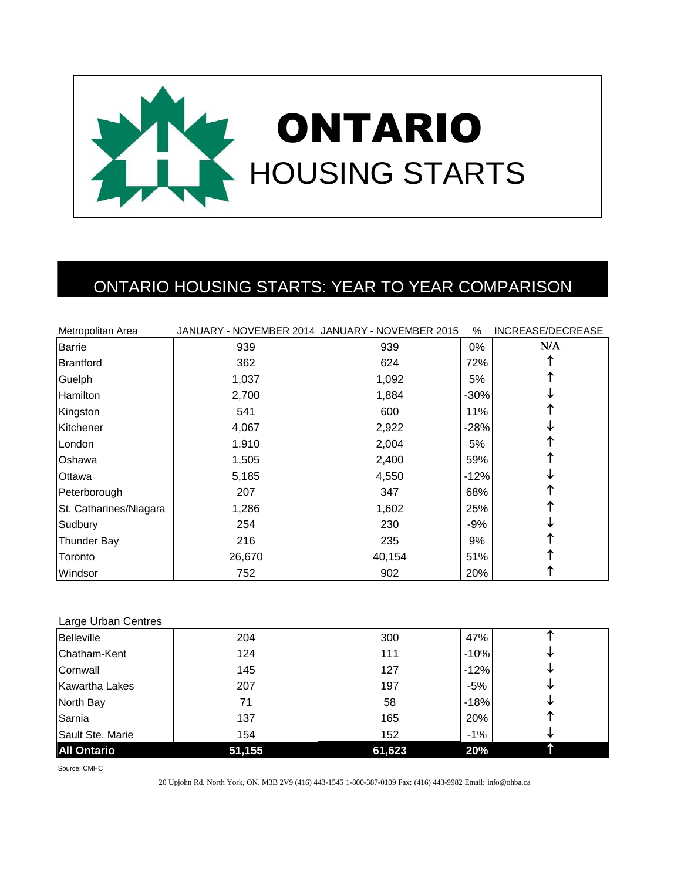# ONTARIO
## HOUSING STARTS

## ONTARIO HOUSING STARTS: YEAR TO YEAR COMPARISON

| Metropolitan Area | JANUARY - NOVEMBER 2014 | JANUARY - NOVEMBER 2015 | % | INCREASE/DECREASE |
|---|---|---|---|---|
| Barrie | 939 | 939 | 0% | N/A |
| Brantford | 362 | 624 | 72% | ↑ |
| Guelph | 1,037 | 1,092 | 5% | ↑ |
| Hamilton | 2,700 | 1,884 | -30% | ↓ |
| Kingston | 541 | 600 | 11% | ↑ |
| Kitchener | 4,067 | 2,922 | -28% | ↓ |
| London | 1,910 | 2,004 | 5% | ↑ |
| Oshawa | 1,505 | 2,400 | 59% | ↑ |
| Ottawa | 5,185 | 4,550 | -12% | ↓ |
| Peterborough | 207 | 347 | 68% | ↑ |
| St. Catharines/Niagara | 1,286 | 1,602 | 25% | ↑ |
| Sudbury | 254 | 230 | -9% | ↓ |
| Thunder Bay | 216 | 235 | 9% | ↑ |
| Toronto | 26,670 | 40,154 | 51% | ↑ |
| Windsor | 752 | 902 | 20% | ↑ |
| **Large Urban Centres** | | | | |
| Belleville | 204 | 300 | 47% | ↑ |
| Chatham-Kent | 124 | 111 | -10% | ↓ |
| Cornwall | 145 | 127 | -12% | ↓ |
| Kawartha Lakes | 207 | 197 | -5% | ↓ |
| North Bay | 71 | 58 | -18% | ↓ |
| Sarnia | 137 | 165 | 20% | ↑ |
| Sault Ste. Marie | 154 | 152 | -1% | ↓ |
| **All Ontario** | **51,155** | **61,623** | **20%** | ↑ |

Source: CMHC

20 Upjohn Rd. North York, ON. M3B 2V9 (416) 443-1545 1-800-387-0109 Fax: (416) 443-9982 Email: info@ohba.ca